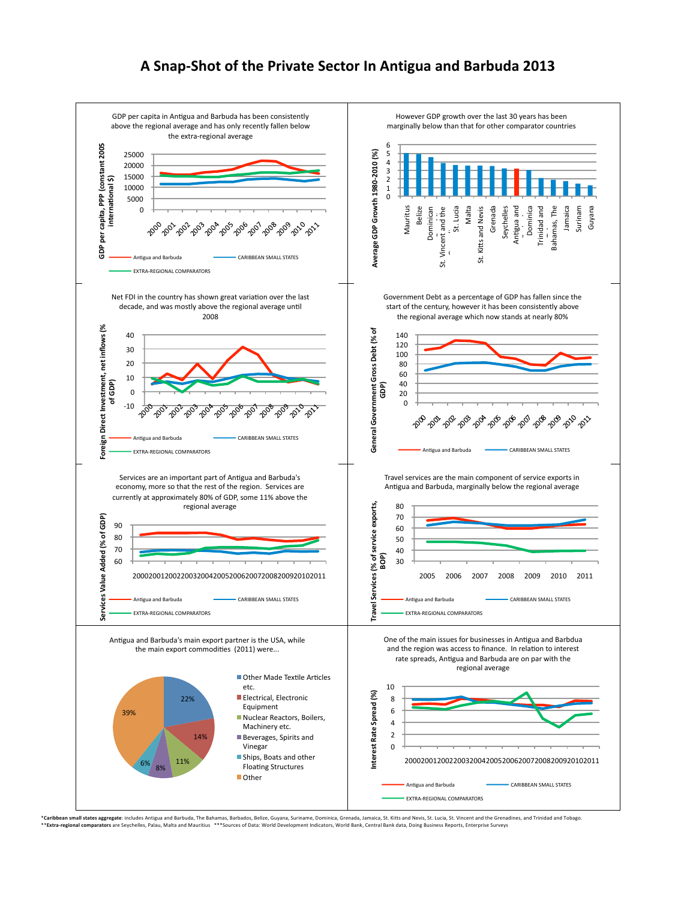# A Snap-Shot of the Private Sector In Antigua and Barbuda 2013

GDP per capita in Antigua and Barbuda has been consistently above the regional average and has only recently fallen below the extra-regional average

GDP per capita, PPP (constant 2005 international $)

Antigua and Barbuda — CARIBBEAN SMALL STATES — EXTRA-REGIONAL COMPARATORS

However GDP growth over the last 30 years has been marginally below that for other comparator countries

Average GDP Growth 1980-2010 (%)

Mauritius, Belize, Dominican ..., St. Vincent and the ..., St. Lucia, Malta, St. Kitts and Nevis, Grenada, Seychelles, Antigua and ..., Dominica, Trinidad and ..., Bahamas, The, Jamaica, Surinam, Guyana

Net FDI in the country has shown great variation over the last decade, and was mostly above the regional average until 2008

Foreign Direct Investment, net inflows (% of GDP)

Antigua and Barbuda — CARIBBEAN SMALL STATES — EXTRA-REGIONAL COMPARATORS

Government Debt as a percentage of GDP has fallen since the start of the century, however it has been consistently above the regional average which now stands at nearly 80%

General Government Gross Debt (% of GDP)

Antigua and Barbuda — CARIBBEAN SMALL STATES

Services are an important part of Antigua and Barbuda's economy, more so that the rest of the region. Services are currently at approximately 80% of GDP, some 11% above the regional average

Services Value Added (% of GDP)

Antigua and Barbuda — CARIBBEAN SMALL STATES — EXTRA-REGIONAL COMPARATORS

Travel services are the main component of service exports in Antigua and Barbuda, marginally below the regional average

Travel Services (% of service exports, BOP)

Antigua and Barbuda — CARIBBEAN SMALL STATES — EXTRA-REGIONAL COMPARATORS

Antigua and Barbuda's main export partner is the USA, while the main export commodities (2011) were...

| Commodity | Share |
|---|---|
| Other Made Textile Articles etc. | 22% |
| Electrical, Electronic Equipment | 14% |
| Nuclear Reactors, Boilers, Machinery etc. | 11% |
| Beverages, Spirits and Vinegar | 8% |
| Ships, Boats and other Floating Structures | 6% |
| Other | 39% |

One of the main issues for businesses in Antigua and Barbdua and the region was access to finance. In relation to interest rate spreads, Antigua and Barbuda, are on par with the regional average

Interest Rate Spread (%)

Antigua and Barbuda — CARIBBEAN SMALL STATES — EXTRA-REGIONAL COMPARATORS

***Caribbean small states aggregate**: includes Antigua and Barbuda, The Bahamas, Barbados, Belize, Guyana, Suriname, Dominica, Grenada, Jamaica, St. Kitts and Nevis, St. Lucia, St. Vincent and the Grenadines, and Trinidad and Tobago.
****Extra-regional comparators** are Seychelles, Palau, Malta and Mauritius ***Sources of Data: World Development Indicators, World Bank, Central Bank data, Doing Business Reports, Enterprise Surveys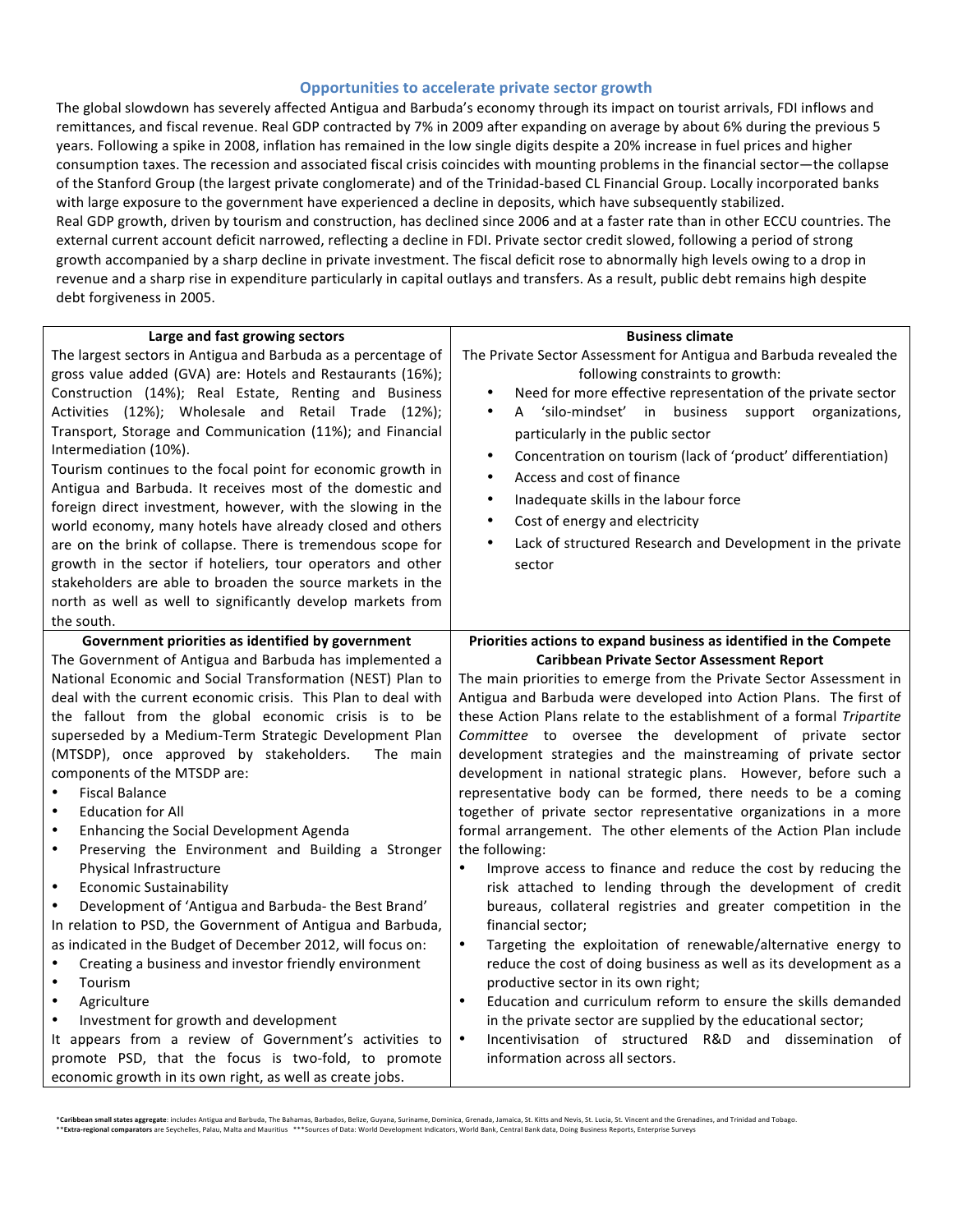## Opportunities to accelerate private sector growth

The global slowdown has severely affected Antigua and Barbuda's economy through its impact on tourist arrivals, FDI inflows and remittances, and fiscal revenue. Real GDP contracted by 7% in 2009 after expanding on average by about 6% during the previous 5 years. Following a spike in 2008, inflation has remained in the low single digits despite a 20% increase in fuel prices and higher consumption taxes. The recession and associated fiscal crisis coincides with mounting problems in the financial sector—the collapse of the Stanford Group (the largest private conglomerate) and of the Trinidad-based CL Financial Group. Locally incorporated banks with large exposure to the government have experienced a decline in deposits, which have subsequently stabilized.

Real GDP growth, driven by tourism and construction, has declined since 2006 and at a faster rate than in other ECCU countries. The external current account deficit narrowed, reflecting a decline in FDI. Private sector credit slowed, following a period of strong growth accompanied by a sharp decline in private investment. The fiscal deficit rose to abnormally high levels owing to a drop in revenue and a sharp rise in expenditure particularly in capital outlays and transfers. As a result, public debt remains high despite debt forgiveness in 2005.

### Large and fast growing sectors

The largest sectors in Antigua and Barbuda as a percentage of gross value added (GVA) are: Hotels and Restaurants (16%); Construction (14%); Real Estate, Renting and Business Activities (12%); Wholesale and Retail Trade (12%); Transport, Storage and Communication (11%); and Financial Intermediation (10%).

Tourism continues to the focal point for economic growth in Antigua and Barbuda. It receives most of the domestic and foreign direct investment, however, with the slowing in the world economy, many hotels have already closed and others are on the brink of collapse. There is tremendous scope for growth in the sector if hoteliers, tour operators and other stakeholders are able to broaden the source markets in the north as well as well to significantly develop markets from the south.

### Business climate

The Private Sector Assessment for Antigua and Barbuda revealed the following constraints to growth:

- Need for more effective representation of the private sector
- A 'silo-mindset' in business support organizations, particularly in the public sector
- Concentration on tourism (lack of 'product' differentiation)
- Access and cost of finance
- Inadequate skills in the labour force
- Cost of energy and electricity
- Lack of structured Research and Development in the private sector

### Government priorities as identified by government

The Government of Antigua and Barbuda has implemented a National Economic and Social Transformation (NEST) Plan to deal with the current economic crisis. This Plan to deal with the fallout from the global economic crisis is to be superseded by a Medium-Term Strategic Development Plan (MTSDP), once approved by stakeholders. The main components of the MTSDP are:

- Fiscal Balance
- Education for All
- Enhancing the Social Development Agenda
- Preserving the Environment and Building a Stronger Physical Infrastructure
- Economic Sustainability
- Development of 'Antigua and Barbuda- the Best Brand'

In relation to PSD, the Government of Antigua and Barbuda, as indicated in the Budget of December 2012, will focus on:

- Creating a business and investor friendly environment
- Tourism
- Agriculture
- Investment for growth and development

It appears from a review of Government's activities to promote PSD, that the focus is two-fold, to promote economic growth in its own right, as well as create jobs.

### Priorities actions to expand business as identified in the Compete Caribbean Private Sector Assessment Report

The main priorities to emerge from the Private Sector Assessment in Antigua and Barbuda were developed into Action Plans. The first of these Action Plans relate to the establishment of a formal *Tripartite Committee* to oversee the development of private sector development strategies and the mainstreaming of private sector development in national strategic plans. However, before such a representative body can be formed, there needs to be a coming together of private sector representative organizations in a more formal arrangement. The other elements of the Action Plan include the following:

- Improve access to finance and reduce the cost by reducing the risk attached to lending through the development of credit bureaus, collateral registries and greater competition in the financial sector;
- Targeting the exploitation of renewable/alternative energy to reduce the cost of doing business as well as its development as a productive sector in its own right;
- Education and curriculum reform to ensure the skills demanded in the private sector are supplied by the educational sector;
- Incentivisation of structured R&D and dissemination of information across all sectors.

*__Caribbean small states aggregate__: includes Antigua and Barbuda, The Bahamas, Barbados, Belize, Guyana, Suriname, Dominica, Grenada, Jamaica, St. Kitts and Nevis, St. Lucia, St. Vincent and the Grenadines, and Trinidad and Tobago.
**__Extra-regional comparators__ are Seychelles, Palau, Malta and Mauritius ***Sources of Data: World Development Indicators, World Bank, Central Bank data, Doing Business Reports, Enterprise Surveys